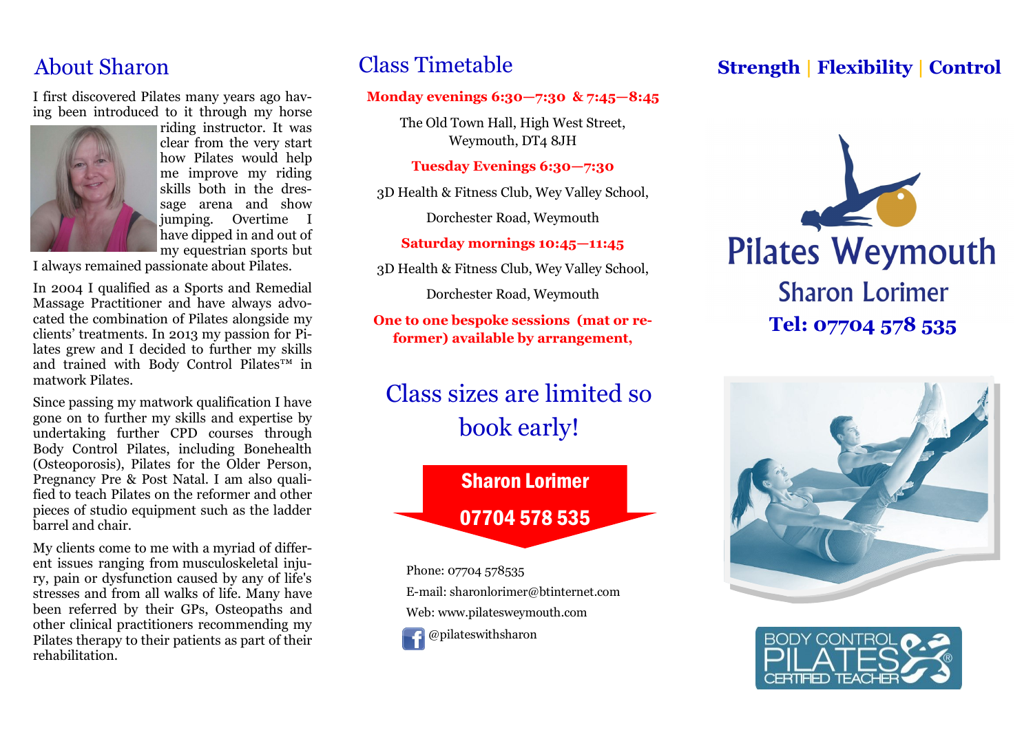## About Sharon

I first discovered Pilates many years ago having been introduced to it through my horse riding instructor. It was clear from the very start how Pilates would help me improve my riding skills both in the dressage arena and show jumping. Overtime I have dipped in and out of my equestrian sports but I always remained passionate about Pilates.

In 2004 I qualified as a Sports and Remedial Massage Practitioner and have always advocated the combination of Pilates alongside my clients' treatments. In 2013 my passion for Pilates grew and I decided to further my skills and trained with Body Control Pilates™ in matwork Pilates.

Since passing my matwork qualification I have gone on to further my skills and expertise by undertaking further CPD courses through Body Control Pilates, including Bonehealth (Osteoporosis), Pilates for the Older Person, Pregnancy Pre & Post Natal. I am also qualified to teach Pilates on the reformer and other pieces of studio equipment such as the ladder barrel and chair.

My clients come to me with a myriad of different issues ranging from musculoskeletal injury, pain or dysfunction caused by any of life's stresses and from all walks of life. Many have been referred by their GPs, Osteopaths and other clinical practitioners recommending my Pilates therapy to their patients as part of their rehabilitation.

## Class Timetable

**Monday evenings 6:30—7:30 & 7:45—8:45**

The Old Town Hall, High West Street, Weymouth, DT4 8JH

**Tuesday Evenings 6:30—7:30**

3D Health & Fitness Club, Wey Valley School,

Dorchester Road, Weymouth

**Saturday mornings 10:45—11:45**

3D Health & Fitness Club, Wey Valley School,

Dorchester Road, Weymouth

**One to one bespoke sessions (mat or reformer) available by arrangement,**

### Class sizes are limited so book early!

**Sharon Lorimer**

**07704 578 535**

Phone: 07704 578535

E-mail: sharonlorimer@btinternet.com

Web: www.pilatesweymouth.com

@pilateswithsharon

**Strength | Flexibility | Control**

# Pilates Weymouth

## Sharon Lorimer

**Tel: 07704 578 535**

BODY CONTROL PILATES® CERTIFIED TEACHER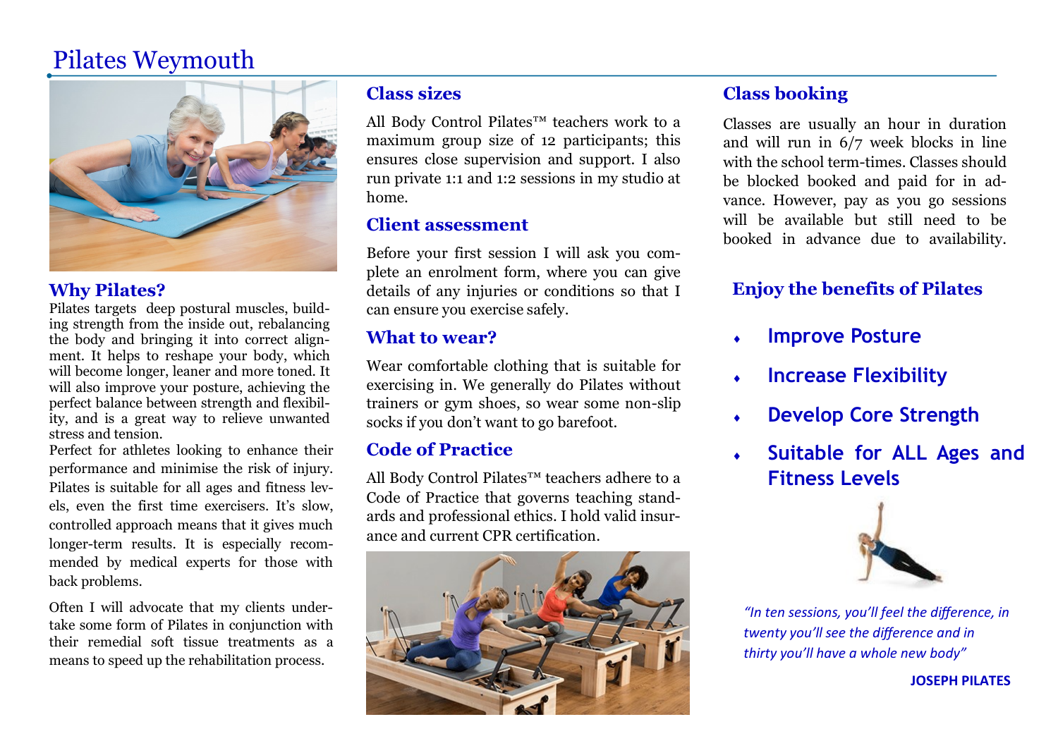# Pilates Weymouth

## Why Pilates?

Pilates targets deep postural muscles, building strength from the inside out, rebalancing the body and bringing it into correct alignment. It helps to reshape your body, which will become longer, leaner and more toned. It will also improve your posture, achieving the perfect balance between strength and flexibility, and is a great way to relieve unwanted stress and tension.

Perfect for athletes looking to enhance their performance and minimise the risk of injury. Pilates is suitable for all ages and fitness levels, even the first time exercisers. It's slow, controlled approach means that it gives much longer-term results. It is especially recommended by medical experts for those with back problems.

Often I will advocate that my clients undertake some form of Pilates in conjunction with their remedial soft tissue treatments as a means to speed up the rehabilitation process.

## Class sizes

All Body Control Pilates™ teachers work to a maximum group size of 12 participants; this ensures close supervision and support. I also run private 1:1 and 1:2 sessions in my studio at home.

## Client assessment

Before your first session I will ask you complete an enrolment form, where you can give details of any injuries or conditions so that I can ensure you exercise safely.

## What to wear?

Wear comfortable clothing that is suitable for exercising in. We generally do Pilates without trainers or gym shoes, so wear some non-slip socks if you don't want to go barefoot.

## Code of Practice

All Body Control Pilates™ teachers adhere to a Code of Practice that governs teaching standards and professional ethics. I hold valid insurance and current CPR certification.

## Class booking

Classes are usually an hour in duration and will run in 6/7 week blocks in line with the school term-times. Classes should be blocked booked and paid for in advance. However, pay as you go sessions will be available but still need to be booked in advance due to availability.

## Enjoy the benefits of Pilates

- **Improve Posture**
- **Increase Flexibility**
- **Develop Core Strength**
- **Suitable for ALL Ages and Fitness Levels**

*"In ten sessions, you'll feel the difference, in twenty you'll see the difference and in thirty you'll have a whole new body"*

**JOSEPH PILATES**